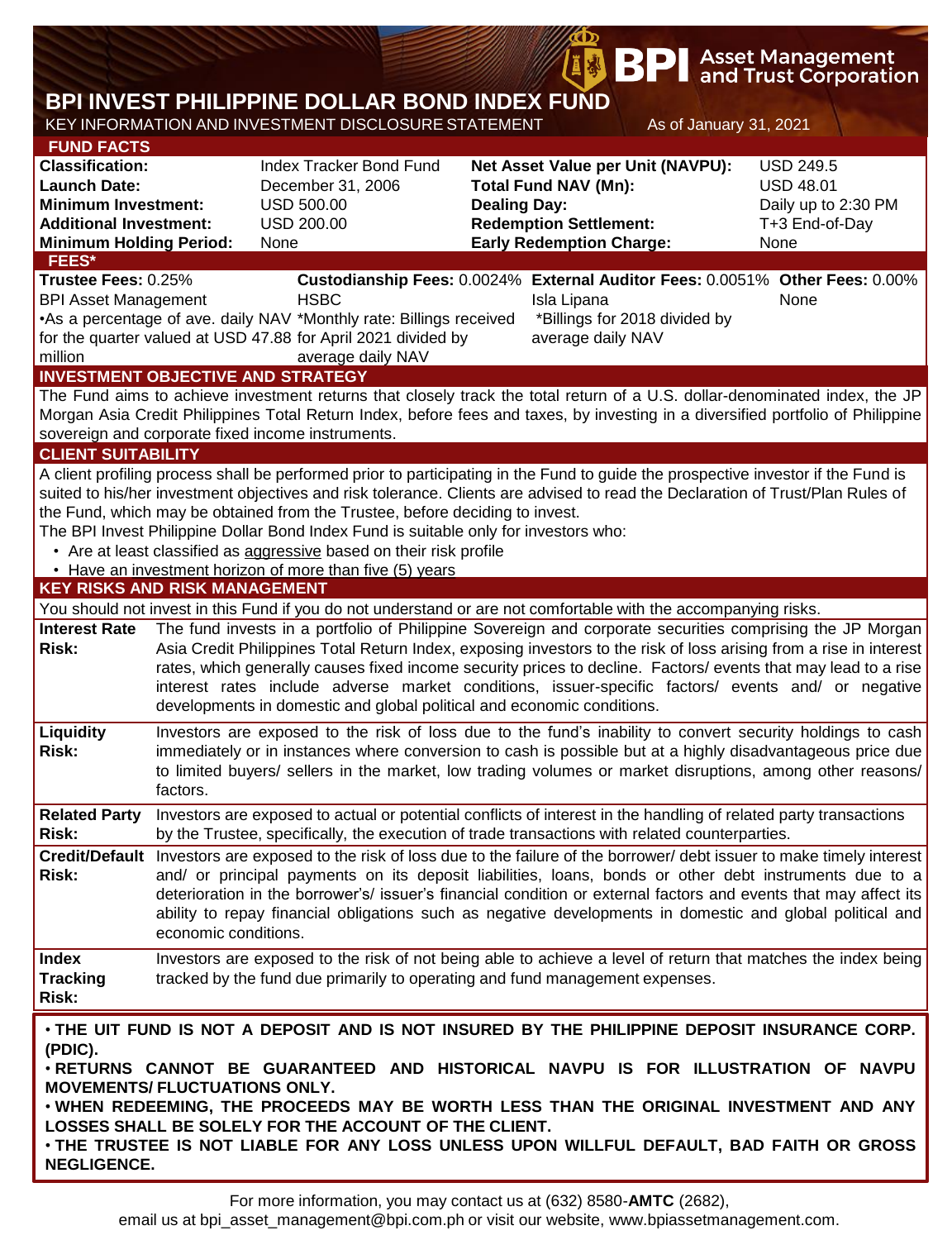# BPI INVEST PHILIPPINE DOLLAR BOND INDEX FUND

KEY INFORMATION AND INVESTMENT DISCLOSURE STATEMENT

As of January 31, 2021

## FUND FACTS

| | | | |
|---|---|---|---|
| **Classification:** | Index Tracker Bond Fund | **Net Asset Value per Unit (NAVPU):** | USD 249.5 |
| **Launch Date:** | December 31, 2006 | **Total Fund NAV (Mn):** | USD 48.01 |
| **Minimum Investment:** | USD 500.00 | **Dealing Day:** | Daily up to 2:30 PM |
| **Additional Investment:** | USD 200.00 | **Redemption Settlement:** | T+3 End-of-Day |
| **Minimum Holding Period:** | None | **Early Redemption Charge:** | None |

## FEES*

| **Trustee Fees:** 0.25% | **Custodianship Fees:** 0.0024% | **External Auditor Fees:** 0.0051% | **Other Fees:** 0.00% |
|---|---|---|---|
| BPI Asset Management | HSBC | Isla Lipana | None |
| •As a percentage of ave. daily NAV for the quarter valued at USD 47.88 million | *Monthly rate: Billings received for April 2021 divided by average daily NAV | *Billings for 2018 divided by average daily NAV | |

## INVESTMENT OBJECTIVE AND STRATEGY

The Fund aims to achieve investment returns that closely track the total return of a U.S. dollar-denominated index, the JP Morgan Asia Credit Philippines Total Return Index, before fees and taxes, by investing in a diversified portfolio of Philippine sovereign and corporate fixed income instruments.

## CLIENT SUITABILITY

A client profiling process shall be performed prior to participating in the Fund to guide the prospective investor if the Fund is suited to his/her investment objectives and risk tolerance. Clients are advised to read the Declaration of Trust/Plan Rules of the Fund, which may be obtained from the Trustee, before deciding to invest.

The BPI Invest Philippine Dollar Bond Index Fund is suitable only for investors who:

- Are at least classified as aggressive based on their risk profile
- Have an investment horizon of more than five (5) years

## KEY RISKS AND RISK MANAGEMENT

You should not invest in this Fund if you do not understand or are not comfortable with the accompanying risks.

| | |
|---|---|
| **Interest Rate Risk:** | The fund invests in a portfolio of Philippine Sovereign and corporate securities comprising the JP Morgan Asia Credit Philippines Total Return Index, exposing investors to the risk of loss arising from a rise in interest rates, which generally causes fixed income security prices to decline. Factors/ events that may lead to a rise interest rates include adverse market conditions, issuer-specific factors/ events and/ or negative developments in domestic and global political and economic conditions. |
| **Liquidity Risk:** | Investors are exposed to the risk of loss due to the fund's inability to convert security holdings to cash immediately or in instances where conversion to cash is possible but at a highly disadvantageous price due to limited buyers/ sellers in the market, low trading volumes or market disruptions, among other reasons/ factors. |
| **Related Party Risk:** | Investors are exposed to actual or potential conflicts of interest in the handling of related party transactions by the Trustee, specifically, the execution of trade transactions with related counterparties. |
| **Credit/Default Risk:** | Investors are exposed to the risk of loss due to the failure of the borrower/ debt issuer to make timely interest and/ or principal payments on its deposit liabilities, loans, bonds or other debt instruments due to a deterioration in the borrower's/ issuer's financial condition or external factors and events that may affect its ability to repay financial obligations such as negative developments in domestic and global political and economic conditions. |
| **Index Tracking Risk:** | Investors are exposed to the risk of not being able to achieve a level of return that matches the index being tracked by the fund due primarily to operating and fund management expenses. |

- **THE UIT FUND IS NOT A DEPOSIT AND IS NOT INSURED BY THE PHILIPPINE DEPOSIT INSURANCE CORP. (PDIC).**
- **RETURNS CANNOT BE GUARANTEED AND HISTORICAL NAVPU IS FOR ILLUSTRATION OF NAVPU MOVEMENTS/ FLUCTUATIONS ONLY.**
- **WHEN REDEEMING, THE PROCEEDS MAY BE WORTH LESS THAN THE ORIGINAL INVESTMENT AND ANY LOSSES SHALL BE SOLELY FOR THE ACCOUNT OF THE CLIENT.**
- **THE TRUSTEE IS NOT LIABLE FOR ANY LOSS UNLESS UPON WILLFUL DEFAULT, BAD FAITH OR GROSS NEGLIGENCE.**

For more information, you may contact us at (632) 8580-**AMTC** (2682), email us at bpi_asset_management@bpi.com.ph or visit our website, www.bpiassetmanagement.com.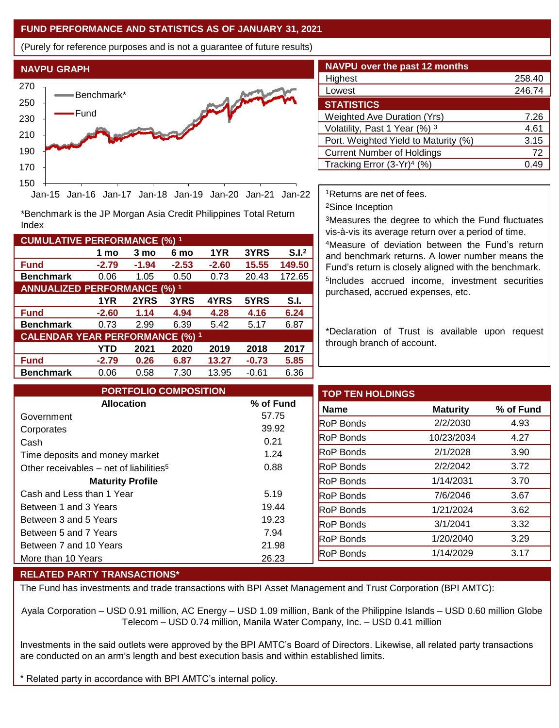## FUND PERFORMANCE AND STATISTICS AS OF JANUARY 31, 2021

(Purely for reference purposes and is not a guarantee of future results)

### NAVPU GRAPH

*Benchmark is the JP Morgan Asia Credit Philippines Total Return Index

### NAVPU over the past 12 months

| | |
|---|---|
| Highest | 258.40 |
| Lowest | 246.74 |

### STATISTICS

| | |
|---|---|
| Weighted Ave Duration (Yrs) | 7.26 |
| Volatility, Past 1 Year (%) [3] | 4.61 |
| Port. Weighted Yield to Maturity (%) | 3.15 |
| Current Number of Holdings | 72 |
| Tracking Error (3-Yr)[4] (%) | 0.49 |

[1]Returns are net of fees.

[2]Since Inception

[3]Measures the degree to which the Fund fluctuates vis-à-vis its average return over a period of time.

[4]Measure of deviation between the Fund's return and benchmark returns. A lower number means the Fund's return is closely aligned with the benchmark.

[5]Includes accrued income, investment securities purchased, accrued expenses, etc.

*Declaration of Trust is available upon request through branch of account.

### CUMULATIVE PERFORMANCE (%) [1]

| | 1 mo | 3 mo | 6 mo | 1YR | 3YRS | S.I.[2] |
|---|---|---|---|---|---|---|
| **Fund** | **-2.79** | **-1.94** | **-2.53** | **-2.60** | **15.55** | **149.50** |
| **Benchmark** | 0.06 | 1.05 | 0.50 | 0.73 | 20.43 | 172.65 |

### ANNUALIZED PERFORMANCE (%) [1]

| | 1YR | 2YRS | 3YRS | 4YRS | 5YRS | S.I. |
|---|---|---|---|---|---|---|
| **Fund** | **-2.60** | **1.14** | **4.94** | **4.28** | **4.16** | **6.24** |
| **Benchmark** | 0.73 | 2.99 | 6.39 | 5.42 | 5.17 | 6.87 |

### CALENDAR YEAR PERFORMANCE (%) [1]

| | YTD | 2021 | 2020 | 2019 | 2018 | 2017 |
|---|---|---|---|---|---|---|
| **Fund** | **-2.79** | **0.26** | **6.87** | **13.27** | **-0.73** | **5.85** |
| **Benchmark** | 0.06 | 0.58 | 7.30 | 13.95 | -0.61 | 6.36 |

### PORTFOLIO COMPOSITION

| Allocation | % of Fund |
|---|---|
| Government | 57.75 |
| Corporates | 39.92 |
| Cash | 0.21 |
| Time deposits and money market | 1.24 |
| Other receivables – net of liabilities[5] | 0.88 |
| **Maturity Profile** | |
| Cash and Less than 1 Year | 5.19 |
| Between 1 and 3 Years | 19.44 |
| Between 3 and 5 Years | 19.23 |
| Between 5 and 7 Years | 7.94 |
| Between 7 and 10 Years | 21.98 |
| More than 10 Years | 26.23 |

### TOP TEN HOLDINGS

| Name | Maturity | % of Fund |
|---|---|---|
| RoP Bonds | 2/2/2030 | 4.93 |
| RoP Bonds | 10/23/2034 | 4.27 |
| RoP Bonds | 2/1/2028 | 3.90 |
| RoP Bonds | 2/2/2042 | 3.72 |
| RoP Bonds | 1/14/2031 | 3.70 |
| RoP Bonds | 7/6/2046 | 3.67 |
| RoP Bonds | 1/21/2024 | 3.62 |
| RoP Bonds | 3/1/2041 | 3.32 |
| RoP Bonds | 1/20/2040 | 3.29 |
| RoP Bonds | 1/14/2029 | 3.17 |

### RELATED PARTY TRANSACTIONS*

The Fund has investments and trade transactions with BPI Asset Management and Trust Corporation (BPI AMTC):

Ayala Corporation – USD 0.91 million, AC Energy – USD 1.09 million, Bank of the Philippine Islands – USD 0.60 million Globe Telecom – USD 0.74 million, Manila Water Company, Inc. – USD 0.41 million

Investments in the said outlets were approved by the BPI AMTC's Board of Directors. Likewise, all related party transactions are conducted on an arm's length and best execution basis and within established limits.

* Related party in accordance with BPI AMTC's internal policy.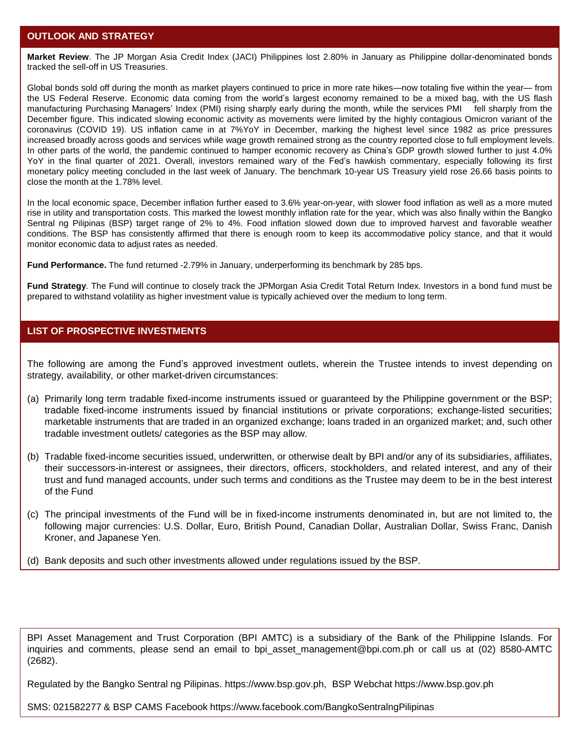## OUTLOOK AND STRATEGY

**Market Review**. The JP Morgan Asia Credit Index (JACI) Philippines lost 2.80% in January as Philippine dollar-denominated bonds tracked the sell-off in US Treasuries.

Global bonds sold off during the month as market players continued to price in more rate hikes—now totaling five within the year— from the US Federal Reserve. Economic data coming from the world's largest economy remained to be a mixed bag, with the US flash manufacturing Purchasing Managers' Index (PMI) rising sharply early during the month, while the services PMI fell sharply from the December figure. This indicated slowing economic activity as movements were limited by the highly contagious Omicron variant of the coronavirus (COVID 19). US inflation came in at 7%YoY in December, marking the highest level since 1982 as price pressures increased broadly across goods and services while wage growth remained strong as the country reported close to full employment levels. In other parts of the world, the pandemic continued to hamper economic recovery as China's GDP growth slowed further to just 4.0% YoY in the final quarter of 2021. Overall, investors remained wary of the Fed's hawkish commentary, especially following its first monetary policy meeting concluded in the last week of January. The benchmark 10-year US Treasury yield rose 26.66 basis points to close the month at the 1.78% level.

In the local economic space, December inflation further eased to 3.6% year-on-year, with slower food inflation as well as a more muted rise in utility and transportation costs. This marked the lowest monthly inflation rate for the year, which was also finally within the Bangko Sentral ng Pilipinas (BSP) target range of 2% to 4%. Food inflation slowed down due to improved harvest and favorable weather conditions. The BSP has consistently affirmed that there is enough room to keep its accommodative policy stance, and that it would monitor economic data to adjust rates as needed.

**Fund Performance.** The fund returned -2.79% in January, underperforming its benchmark by 285 bps.

**Fund Strategy**. The Fund will continue to closely track the JPMorgan Asia Credit Total Return Index. Investors in a bond fund must be prepared to withstand volatility as higher investment value is typically achieved over the medium to long term.

## LIST OF PROSPECTIVE INVESTMENTS

The following are among the Fund's approved investment outlets, wherein the Trustee intends to invest depending on strategy, availability, or other market-driven circumstances:

(a) Primarily long term tradable fixed-income instruments issued or guaranteed by the Philippine government or the BSP; tradable fixed-income instruments issued by financial institutions or private corporations; exchange-listed securities; marketable instruments that are traded in an organized exchange; loans traded in an organized market; and, such other tradable investment outlets/ categories as the BSP may allow.

(b) Tradable fixed-income securities issued, underwritten, or otherwise dealt by BPI and/or any of its subsidiaries, affiliates, their successors-in-interest or assignees, their directors, officers, stockholders, and related interest, and any of their trust and fund managed accounts, under such terms and conditions as the Trustee may deem to be in the best interest of the Fund

(c) The principal investments of the Fund will be in fixed-income instruments denominated in, but are not limited to, the following major currencies: U.S. Dollar, Euro, British Pound, Canadian Dollar, Australian Dollar, Swiss Franc, Danish Kroner, and Japanese Yen.

(d) Bank deposits and such other investments allowed under regulations issued by the BSP.

BPI Asset Management and Trust Corporation (BPI AMTC) is a subsidiary of the Bank of the Philippine Islands. For inquiries and comments, please send an email to bpi_asset_management@bpi.com.ph or call us at (02) 8580-AMTC (2682).

Regulated by the Bangko Sentral ng Pilipinas. https://www.bsp.gov.ph, BSP Webchat https://www.bsp.gov.ph

SMS: 021582277 & BSP CAMS Facebook https://www.facebook.com/BangkoSentralngPilipinas